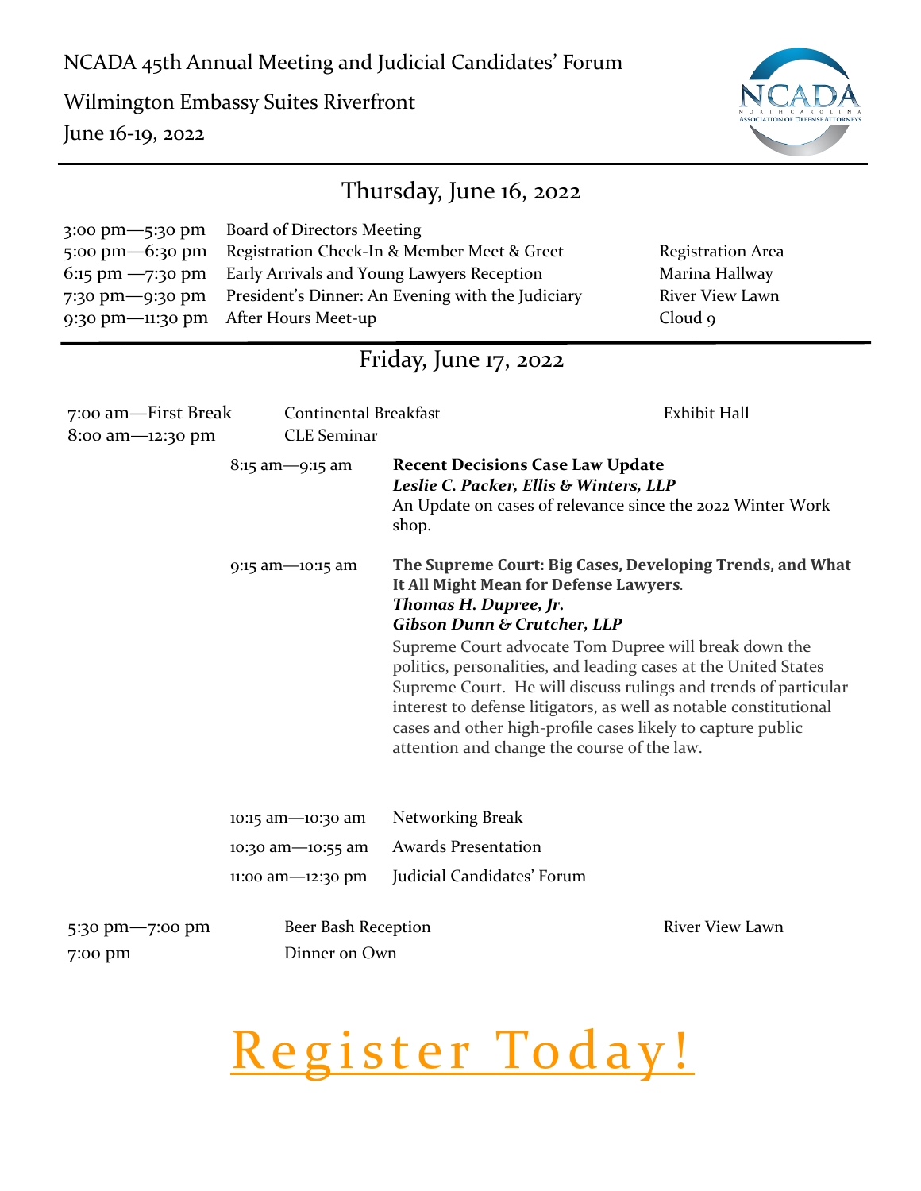NCADA 45th Annual Meeting and Judicial Candidates' Forum

Wilmington Embassy Suites Riverfront

June 16-19, 2022

## Thursday, June 16, 2022

| | | |
|---|---|---|
| 3:00 pm—5:30 pm | Board of Directors Meeting | |
| 5:00 pm—6:30 pm | Registration Check-In & Member Meet & Greet | Registration Area |
| 6:15 pm —7:30 pm | Early Arrivals and Young Lawyers Reception | Marina Hallway |
| 7:30 pm—9:30 pm | President's Dinner: An Evening with the Judiciary | River View Lawn |
| 9:30 pm—11:30 pm | After Hours Meet-up | Cloud 9 |

## Friday, June 17, 2022

| | | |
|---|---|---|
| 7:00 am—First Break | Continental Breakfast | Exhibit Hall |
| 8:00 am—12:30 pm | CLE Seminar | |

8:15 am—9:15 am

**Recent Decisions Case Law Update**
***Leslie C. Packer, Ellis & Winters, LLP***
An Update on cases of relevance since the 2022 Winter Work shop.

9:15 am—10:15 am

**The Supreme Court: Big Cases, Developing Trends, and What It All Might Mean for Defense Lawyers**.
***Thomas H. Dupree, Jr.***
***Gibson Dunn & Crutcher, LLP***
Supreme Court advocate Tom Dupree will break down the politics, personalities, and leading cases at the United States Supreme Court. He will discuss rulings and trends of particular interest to defense litigators, as well as notable constitutional cases and other high-profile cases likely to capture public attention and change the course of the law.

| | |
|---|---|
| 10:15 am—10:30 am | Networking Break |
| 10:30 am—10:55 am | Awards Presentation |
| 11:00 am—12:30 pm | Judicial Candidates' Forum |

| | | |
|---|---|---|
| 5:30 pm—7:00 pm | Beer Bash Reception | River View Lawn |
| 7:00 pm | Dinner on Own | |

# Register Today!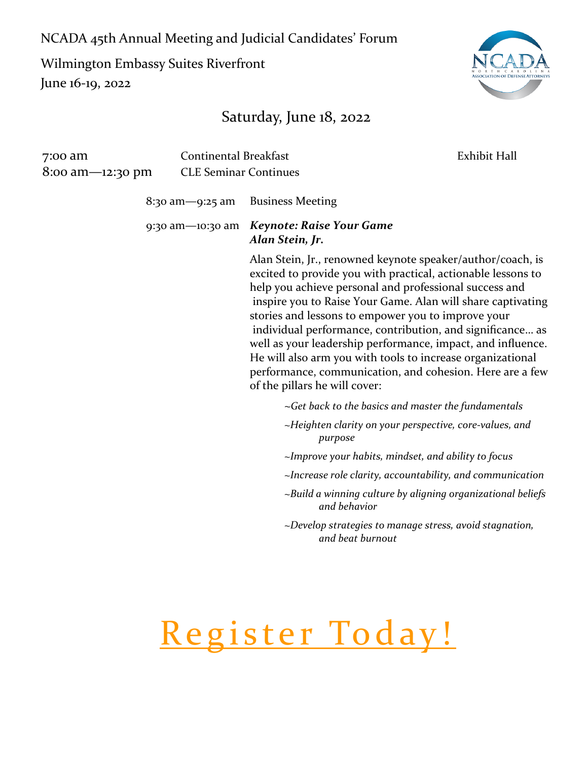NCADA 45th Annual Meeting and Judicial Candidates' Forum

Wilmington Embassy Suites Riverfront

June 16-19, 2022

## Saturday, June 18, 2022

| | | |
|---|---|---|
| 7:00 am | Continental Breakfast | Exhibit Hall |
| 8:00 am—12:30 pm | CLE Seminar Continues | |

8:30 am—9:25 am Business Meeting

9:30 am—10:30 am ***Keynote: Raise Your Game***
***Alan Stein, Jr.***

Alan Stein, Jr., renowned keynote speaker/author/coach, is excited to provide you with practical, actionable lessons to help you achieve personal and professional success and inspire you to Raise Your Game. Alan will share captivating stories and lessons to empower you to improve your individual performance, contribution, and significance… as well as your leadership performance, impact, and influence. He will also arm you with tools to increase organizational performance, communication, and cohesion. Here are a few of the pillars he will cover:

*~Get back to the basics and master the fundamentals*

*~Heighten clarity on your perspective, core-values, and purpose*

*~Improve your habits, mindset, and ability to focus*

*~Increase role clarity, accountability, and communication*

*~Build a winning culture by aligning organizational beliefs and behavior*

*~Develop strategies to manage stress, avoid stagnation, and beat burnout*

Register Today!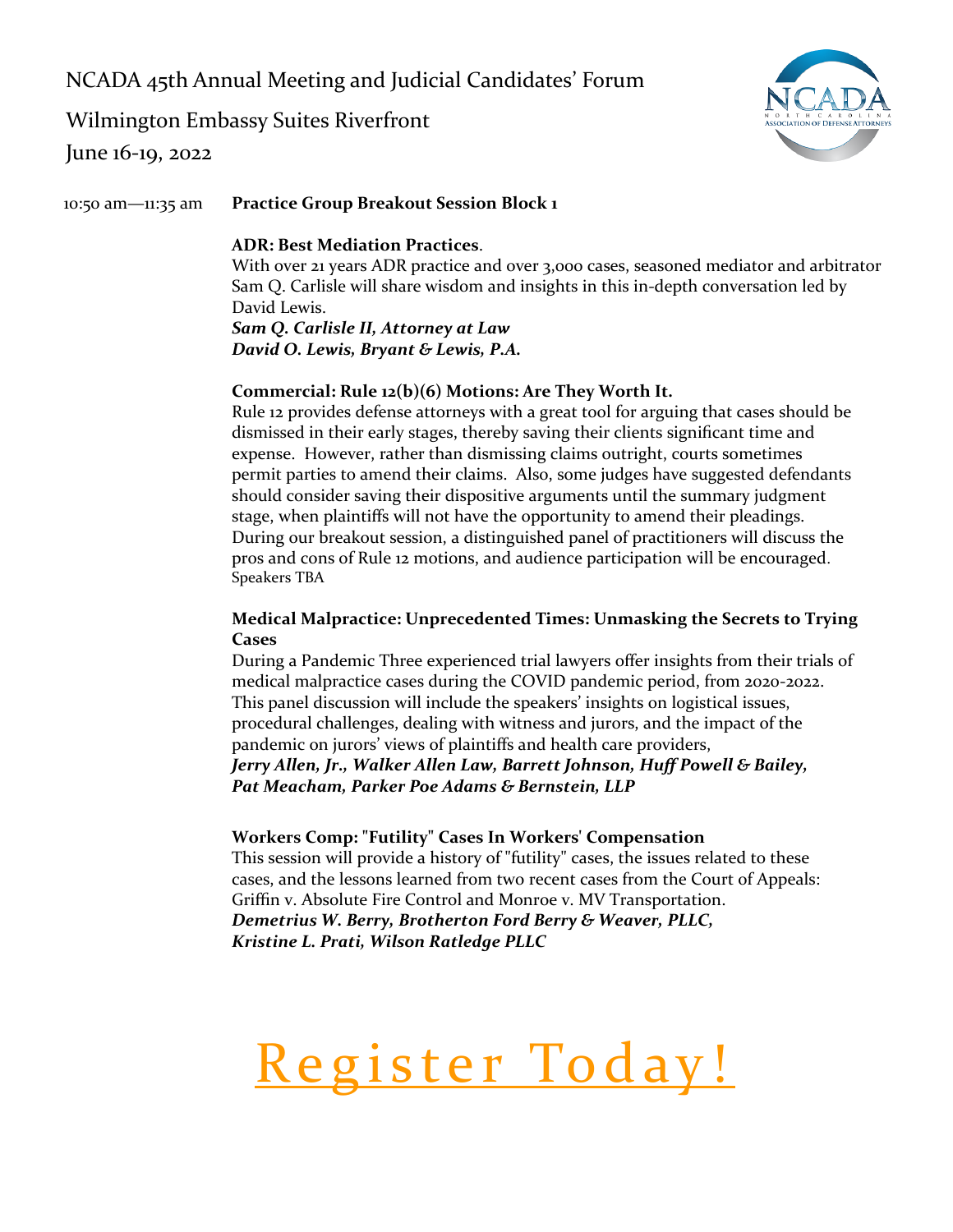NCADA 45th Annual Meeting and Judicial Candidates' Forum

Wilmington Embassy Suites Riverfront

June 16-19, 2022

10:50 am—11:35 am **Practice Group Breakout Session Block 1**

**ADR: Best Mediation Practices**.
With over 21 years ADR practice and over 3,000 cases, seasoned mediator and arbitrator Sam Q. Carlisle will share wisdom and insights in this in-depth conversation led by David Lewis.
***Sam Q. Carlisle II, Attorney at Law***
***David O. Lewis, Bryant & Lewis, P.A.***

**Commercial: Rule 12(b)(6) Motions: Are They Worth It.**
Rule 12 provides defense attorneys with a great tool for arguing that cases should be dismissed in their early stages, thereby saving their clients significant time and expense. However, rather than dismissing claims outright, courts sometimes permit parties to amend their claims. Also, some judges have suggested defendants should consider saving their dispositive arguments until the summary judgment stage, when plaintiffs will not have the opportunity to amend their pleadings. During our breakout session, a distinguished panel of practitioners will discuss the pros and cons of Rule 12 motions, and audience participation will be encouraged.
Speakers TBA

**Medical Malpractice: Unprecedented Times: Unmasking the Secrets to Trying Cases**
During a Pandemic Three experienced trial lawyers offer insights from their trials of medical malpractice cases during the COVID pandemic period, from 2020-2022. This panel discussion will include the speakers' insights on logistical issues, procedural challenges, dealing with witness and jurors, and the impact of the pandemic on jurors' views of plaintiffs and health care providers,
***Jerry Allen, Jr., Walker Allen Law, Barrett Johnson, Huff Powell & Bailey, Pat Meacham, Parker Poe Adams & Bernstein, LLP***

**Workers Comp: "Futility" Cases In Workers' Compensation**
This session will provide a history of "futility" cases, the issues related to these cases, and the lessons learned from two recent cases from the Court of Appeals: Griffin v. Absolute Fire Control and Monroe v. MV Transportation.
***Demetrius W. Berry, Brotherton Ford Berry & Weaver, PLLC,***
***Kristine L. Prati, Wilson Ratledge PLLC***

Register Today!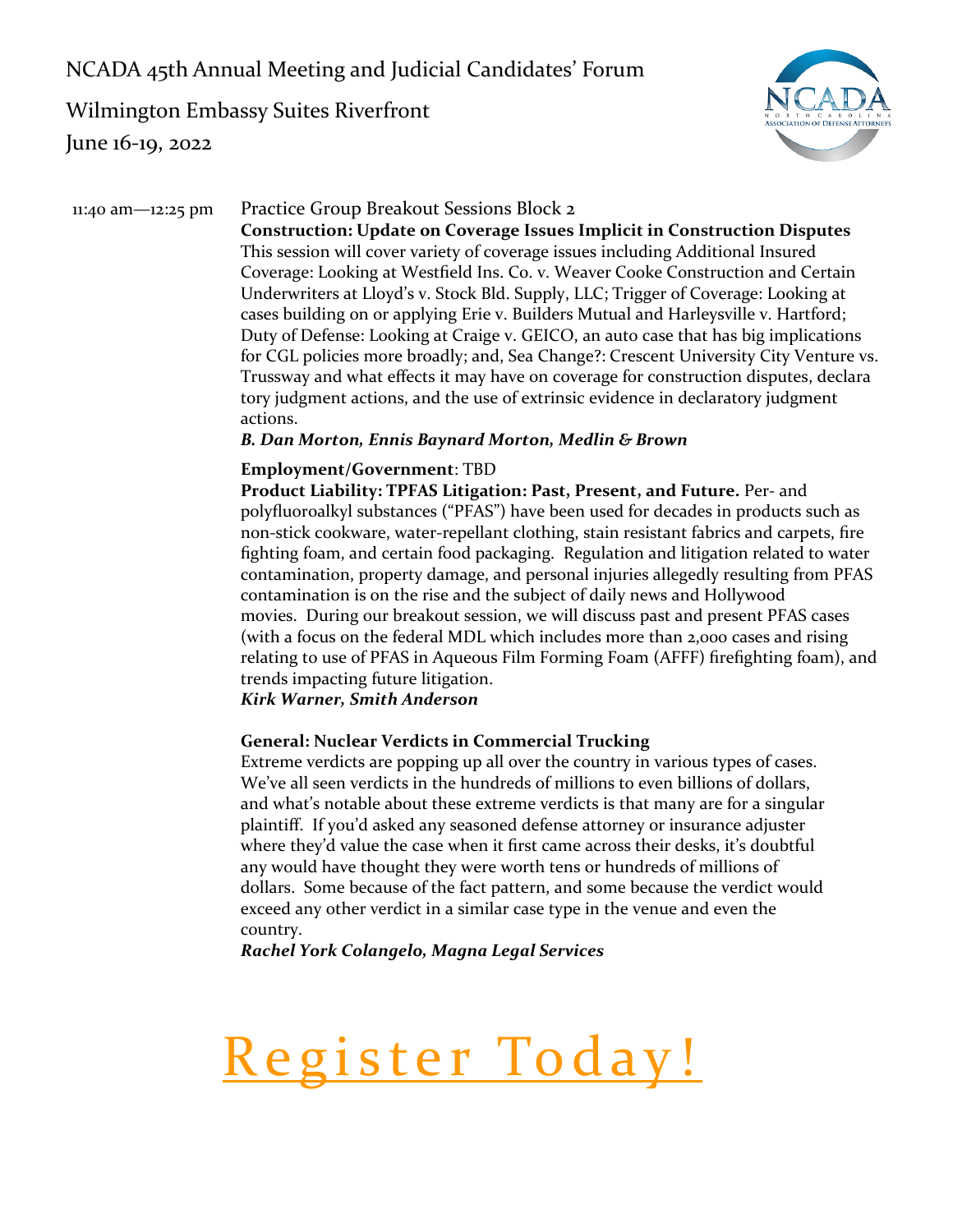NCADA 45th Annual Meeting and Judicial Candidates' Forum

Wilmington Embassy Suites Riverfront

June 16-19, 2022

11:40 am—12:25 pm Practice Group Breakout Sessions Block 2

**Construction: Update on Coverage Issues Implicit in Construction Disputes**
This session will cover variety of coverage issues including Additional Insured Coverage: Looking at Westfield Ins. Co. v. Weaver Cooke Construction and Certain Underwriters at Lloyd's v. Stock Bld. Supply, LLC; Trigger of Coverage: Looking at cases building on or applying Erie v. Builders Mutual and Harleysville v. Hartford; Duty of Defense: Looking at Craige v. GEICO, an auto case that has big implications for CGL policies more broadly; and, Sea Change?: Crescent University City Venture vs. Trussway and what effects it may have on coverage for construction disputes, declara tory judgment actions, and the use of extrinsic evidence in declaratory judgment actions.
***B. Dan Morton, Ennis Baynard Morton, Medlin & Brown***

**Employment/Government**: TBD

**Product Liability: TPFAS Litigation: Past, Present, and Future.** Per- and polyfluoroalkyl substances ("PFAS") have been used for decades in products such as non-stick cookware, water-repellant clothing, stain resistant fabrics and carpets, fire fighting foam, and certain food packaging. Regulation and litigation related to water contamination, property damage, and personal injuries allegedly resulting from PFAS contamination is on the rise and the subject of daily news and Hollywood movies. During our breakout session, we will discuss past and present PFAS cases (with a focus on the federal MDL which includes more than 2,000 cases and rising relating to use of PFAS in Aqueous Film Forming Foam (AFFF) firefighting foam), and trends impacting future litigation.
***Kirk Warner, Smith Anderson***

**General: Nuclear Verdicts in Commercial Trucking**
Extreme verdicts are popping up all over the country in various types of cases. We've all seen verdicts in the hundreds of millions to even billions of dollars, and what's notable about these extreme verdicts is that many are for a singular plaintiff. If you'd asked any seasoned defense attorney or insurance adjuster where they'd value the case when it first came across their desks, it's doubtful any would have thought they were worth tens or hundreds of millions of dollars. Some because of the fact pattern, and some because the verdict would exceed any other verdict in a similar case type in the venue and even the country.
***Rachel York Colangelo, Magna Legal Services***

# Register Today!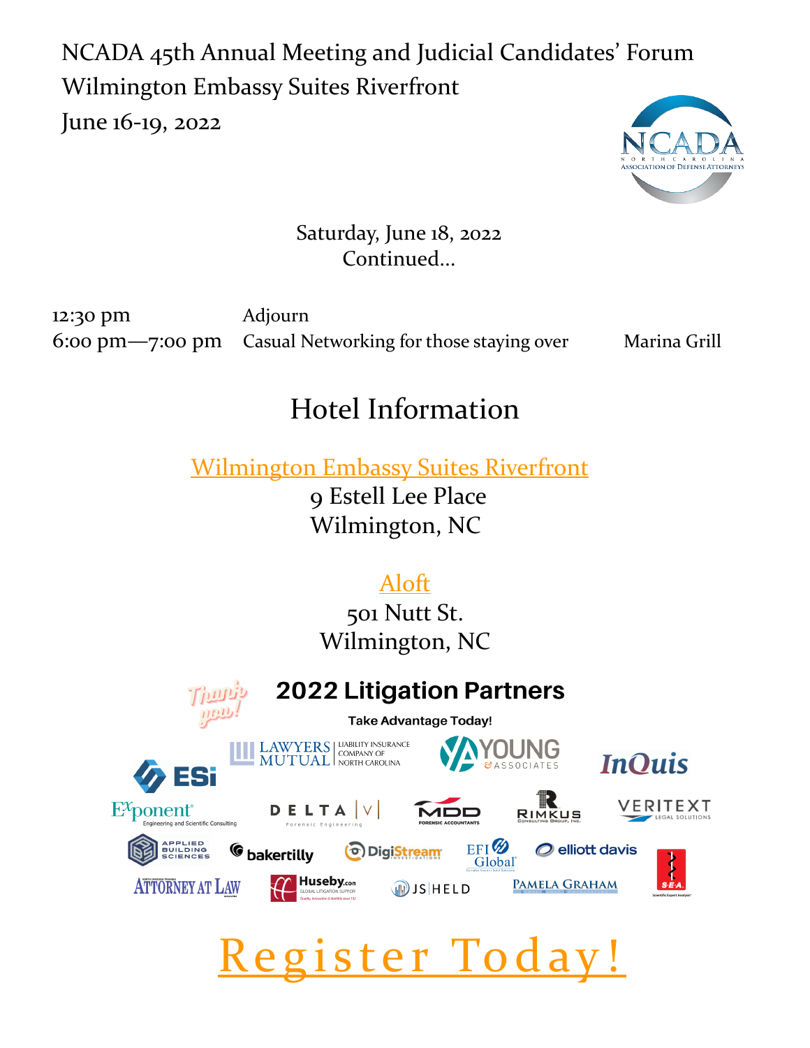NCADA 45th Annual Meeting and Judicial Candidates' Forum
Wilmington Embassy Suites Riverfront
June 16-19, 2022

Saturday, June 18, 2022
Continued…

| | | |
|---|---|---|
| 12:30 pm | Adjourn | |
| 6:00 pm—7:00 pm | Casual Networking for those staying over | Marina Grill |

## Hotel Information

Wilmington Embassy Suites Riverfront
9 Estell Lee Place
Wilmington, NC

Aloft
501 Nutt St.
Wilmington, NC

### 2022 Litigation Partners

Thank you!

Take Advantage Today!

Lawyers Mutual Liability Insurance Company of North Carolina
Young & Associates
InQuis
ESi
Exponent Engineering and Scientific Consulting
Delta V Forensic Engineering
MDD Forensic Accountants
Rimkus Consulting Group, Inc.
Veritext Legal Solutions
Applied Building Sciences
bakertilly
DigiStream Investigations
EFI Global
elliott davis
S-E-A Scientific Expert Analysis
North Carolina Triangle Attorney at Law Magazine
Huseby.com Global Litigation Support
JS Held
Pamela Graham

Register Today!